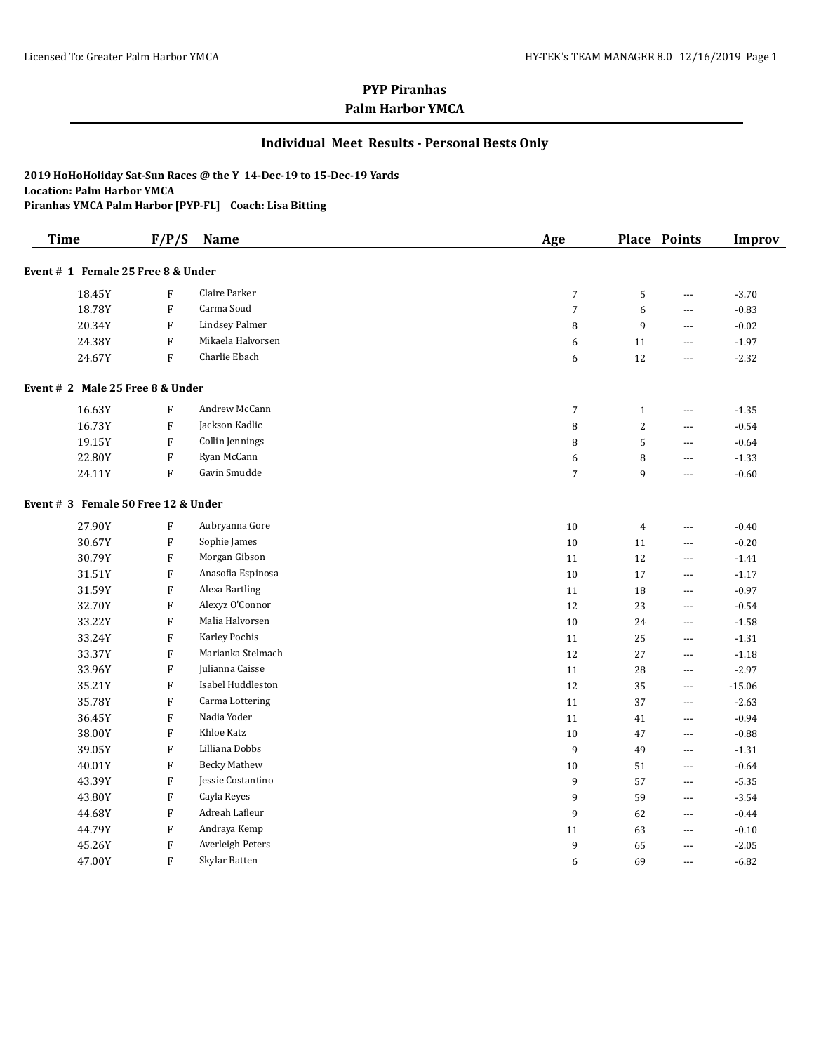# PYP Piranhas
## Palm Harbor YMCA

### Individual Meet Results - Personal Bests Only

**2019 HoHoHoliday Sat-Sun Races @ the Y 14-Dec-19 to 15-Dec-19 Yards**
**Location: Palm Harbor YMCA**
**Piranhas YMCA Palm Harbor [PYP-FL] Coach: Lisa Bitting**

| Time | F/P/S | Name | Age | Place | Points | Improv |
|---|---|---|---|---|---|---|
| **Event # 1 Female 25 Free 8 & Under** | | | | | | |
| 18.45Y | F | Claire Parker | 7 | 5 | --- | -3.70 |
| 18.78Y | F | Carma Soud | 7 | 6 | --- | -0.83 |
| 20.34Y | F | Lindsey Palmer | 8 | 9 | --- | -0.02 |
| 24.38Y | F | Mikaela Halvorsen | 6 | 11 | --- | -1.97 |
| 24.67Y | F | Charlie Ebach | 6 | 12 | --- | -2.32 |
| **Event # 2 Male 25 Free 8 & Under** | | | | | | |
| 16.63Y | F | Andrew McCann | 7 | 1 | --- | -1.35 |
| 16.73Y | F | Jackson Kadlic | 8 | 2 | --- | -0.54 |
| 19.15Y | F | Collin Jennings | 8 | 5 | --- | -0.64 |
| 22.80Y | F | Ryan McCann | 6 | 8 | --- | -1.33 |
| 24.11Y | F | Gavin Smudde | 7 | 9 | --- | -0.60 |
| **Event # 3 Female 50 Free 12 & Under** | | | | | | |
| 27.90Y | F | Aubryanna Gore | 10 | 4 | --- | -0.40 |
| 30.67Y | F | Sophie James | 10 | 11 | --- | -0.20 |
| 30.79Y | F | Morgan Gibson | 11 | 12 | --- | -1.41 |
| 31.51Y | F | Anasofia Espinosa | 10 | 17 | --- | -1.17 |
| 31.59Y | F | Alexa Bartling | 11 | 18 | --- | -0.97 |
| 32.70Y | F | Alexyz O'Connor | 12 | 23 | --- | -0.54 |
| 33.22Y | F | Malia Halvorsen | 10 | 24 | --- | -1.58 |
| 33.24Y | F | Karley Pochis | 11 | 25 | --- | -1.31 |
| 33.37Y | F | Marianka Stelmach | 12 | 27 | --- | -1.18 |
| 33.96Y | F | Julianna Caisse | 11 | 28 | --- | -2.97 |
| 35.21Y | F | Isabel Huddleston | 12 | 35 | --- | -15.06 |
| 35.78Y | F | Carma Lottering | 11 | 37 | --- | -2.63 |
| 36.45Y | F | Nadia Yoder | 11 | 41 | --- | -0.94 |
| 38.00Y | F | Khloe Katz | 10 | 47 | --- | -0.88 |
| 39.05Y | F | Lilliana Dobbs | 9 | 49 | --- | -1.31 |
| 40.01Y | F | Becky Mathew | 10 | 51 | --- | -0.64 |
| 43.39Y | F | Jessie Costantino | 9 | 57 | --- | -5.35 |
| 43.80Y | F | Cayla Reyes | 9 | 59 | --- | -3.54 |
| 44.68Y | F | Adreah Lafleur | 9 | 62 | --- | -0.44 |
| 44.79Y | F | Andraya Kemp | 11 | 63 | --- | -0.10 |
| 45.26Y | F | Averleigh Peters | 9 | 65 | --- | -2.05 |
| 47.00Y | F | Skylar Batten | 6 | 69 | --- | -6.82 |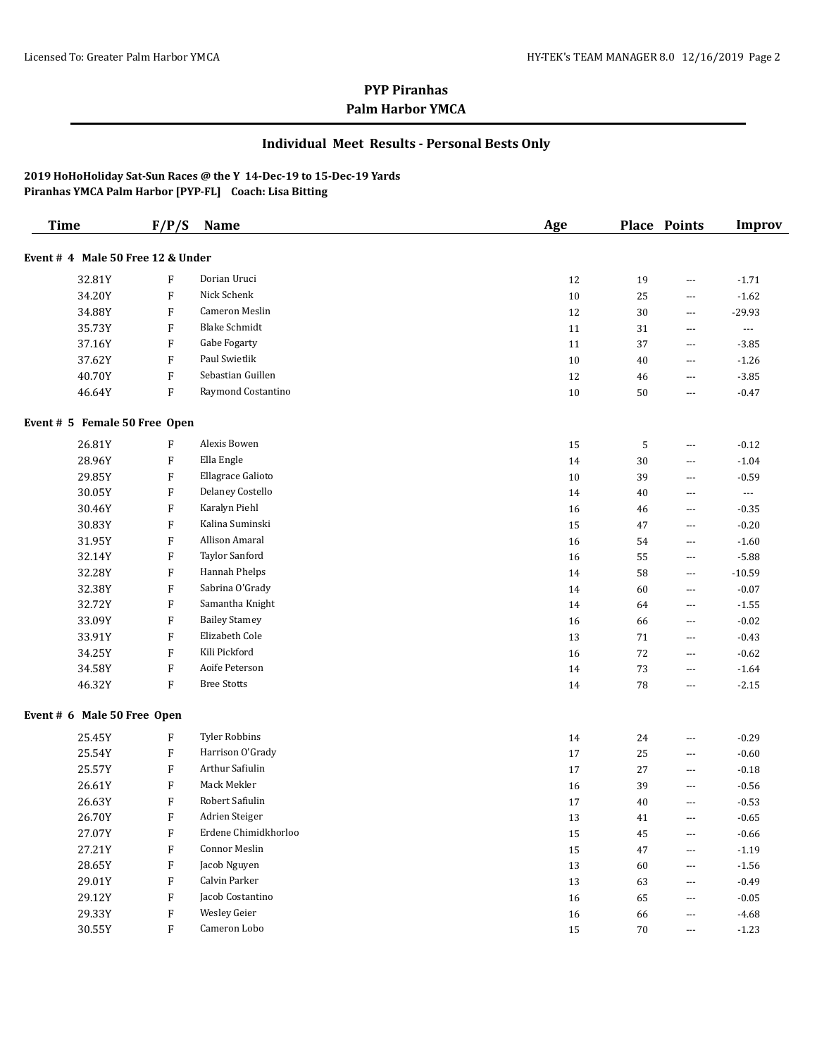## PYP Piranhas
## Palm Harbor YMCA

### Individual Meet Results - Personal Bests Only

**2019 HoHoHoliday Sat-Sun Races @ the Y 14-Dec-19 to 15-Dec-19 Yards**
**Piranhas YMCA Palm Harbor [PYP-FL] Coach: Lisa Bitting**

| Time | F/P/S | Name | Age | Place | Points | Improv |
|---|---|---|---|---|---|---|
| **Event # 4 Male 50 Free 12 & Under** | | | | | | |
| 32.81Y | F | Dorian Uruci | 12 | 19 | --- | -1.71 |
| 34.20Y | F | Nick Schenk | 10 | 25 | --- | -1.62 |
| 34.88Y | F | Cameron Meslin | 12 | 30 | --- | -29.93 |
| 35.73Y | F | Blake Schmidt | 11 | 31 | --- | --- |
| 37.16Y | F | Gabe Fogarty | 11 | 37 | --- | -3.85 |
| 37.62Y | F | Paul Swietlik | 10 | 40 | --- | -1.26 |
| 40.70Y | F | Sebastian Guillen | 12 | 46 | --- | -3.85 |
| 46.64Y | F | Raymond Costantino | 10 | 50 | --- | -0.47 |
| **Event # 5 Female 50 Free Open** | | | | | | |
| 26.81Y | F | Alexis Bowen | 15 | 5 | --- | -0.12 |
| 28.96Y | F | Ella Engle | 14 | 30 | --- | -1.04 |
| 29.85Y | F | Ellagrace Galioto | 10 | 39 | --- | -0.59 |
| 30.05Y | F | Delaney Costello | 14 | 40 | --- | --- |
| 30.46Y | F | Karalyn Piehl | 16 | 46 | --- | -0.35 |
| 30.83Y | F | Kalina Suminski | 15 | 47 | --- | -0.20 |
| 31.95Y | F | Allison Amaral | 16 | 54 | --- | -1.60 |
| 32.14Y | F | Taylor Sanford | 16 | 55 | --- | -5.88 |
| 32.28Y | F | Hannah Phelps | 14 | 58 | --- | -10.59 |
| 32.38Y | F | Sabrina O'Grady | 14 | 60 | --- | -0.07 |
| 32.72Y | F | Samantha Knight | 14 | 64 | --- | -1.55 |
| 33.09Y | F | Bailey Stamey | 16 | 66 | --- | -0.02 |
| 33.91Y | F | Elizabeth Cole | 13 | 71 | --- | -0.43 |
| 34.25Y | F | Kili Pickford | 16 | 72 | --- | -0.62 |
| 34.58Y | F | Aoife Peterson | 14 | 73 | --- | -1.64 |
| 46.32Y | F | Bree Stotts | 14 | 78 | --- | -2.15 |
| **Event # 6 Male 50 Free Open** | | | | | | |
| 25.45Y | F | Tyler Robbins | 14 | 24 | --- | -0.29 |
| 25.54Y | F | Harrison O'Grady | 17 | 25 | --- | -0.60 |
| 25.57Y | F | Arthur Safiulin | 17 | 27 | --- | -0.18 |
| 26.61Y | F | Mack Mekler | 16 | 39 | --- | -0.56 |
| 26.63Y | F | Robert Safiulin | 17 | 40 | --- | -0.53 |
| 26.70Y | F | Adrien Steiger | 13 | 41 | --- | -0.65 |
| 27.07Y | F | Erdene Chimidkhorloo | 15 | 45 | --- | -0.66 |
| 27.21Y | F | Connor Meslin | 15 | 47 | --- | -1.19 |
| 28.65Y | F | Jacob Nguyen | 13 | 60 | --- | -1.56 |
| 29.01Y | F | Calvin Parker | 13 | 63 | --- | -0.49 |
| 29.12Y | F | Jacob Costantino | 16 | 65 | --- | -0.05 |
| 29.33Y | F | Wesley Geier | 16 | 66 | --- | -4.68 |
| 30.55Y | F | Cameron Lobo | 15 | 70 | --- | -1.23 |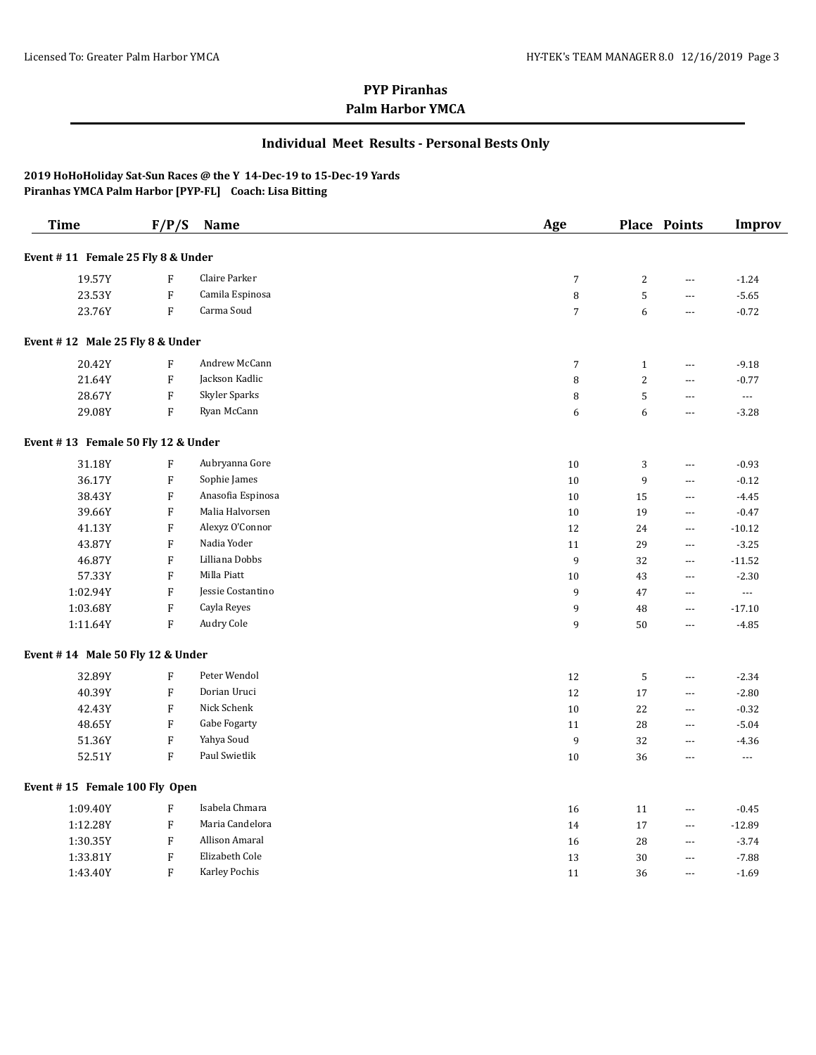# PYP Piranhas

## Palm Harbor YMCA

### Individual Meet Results - Personal Bests Only

**2019 HoHoHoliday Sat-Sun Races @ the Y 14-Dec-19 to 15-Dec-19 Yards**
**Piranhas YMCA Palm Harbor [PYP-FL] Coach: Lisa Bitting**

| Time | F/P/S | Name | Age | Place | Points | Improv |
|---|---|---|---|---|---|---|
| **Event # 11 Female 25 Fly 8 & Under** | | | | | | |
| 19.57Y | F | Claire Parker | 7 | 2 | --- | -1.24 |
| 23.53Y | F | Camila Espinosa | 8 | 5 | --- | -5.65 |
| 23.76Y | F | Carma Soud | 7 | 6 | --- | -0.72 |
| **Event # 12 Male 25 Fly 8 & Under** | | | | | | |
| 20.42Y | F | Andrew McCann | 7 | 1 | --- | -9.18 |
| 21.64Y | F | Jackson Kadlic | 8 | 2 | --- | -0.77 |
| 28.67Y | F | Skyler Sparks | 8 | 5 | --- | --- |
| 29.08Y | F | Ryan McCann | 6 | 6 | --- | -3.28 |
| **Event # 13 Female 50 Fly 12 & Under** | | | | | | |
| 31.18Y | F | Aubryanna Gore | 10 | 3 | --- | -0.93 |
| 36.17Y | F | Sophie James | 10 | 9 | --- | -0.12 |
| 38.43Y | F | Anasofia Espinosa | 10 | 15 | --- | -4.45 |
| 39.66Y | F | Malia Halvorsen | 10 | 19 | --- | -0.47 |
| 41.13Y | F | Alexyz O'Connor | 12 | 24 | --- | -10.12 |
| 43.87Y | F | Nadia Yoder | 11 | 29 | --- | -3.25 |
| 46.87Y | F | Lilliana Dobbs | 9 | 32 | --- | -11.52 |
| 57.33Y | F | Milla Piatt | 10 | 43 | --- | -2.30 |
| 1:02.94Y | F | Jessie Costantino | 9 | 47 | --- | --- |
| 1:03.68Y | F | Cayla Reyes | 9 | 48 | --- | -17.10 |
| 1:11.64Y | F | Audry Cole | 9 | 50 | --- | -4.85 |
| **Event # 14 Male 50 Fly 12 & Under** | | | | | | |
| 32.89Y | F | Peter Wendol | 12 | 5 | --- | -2.34 |
| 40.39Y | F | Dorian Uruci | 12 | 17 | --- | -2.80 |
| 42.43Y | F | Nick Schenk | 10 | 22 | --- | -0.32 |
| 48.65Y | F | Gabe Fogarty | 11 | 28 | --- | -5.04 |
| 51.36Y | F | Yahya Soud | 9 | 32 | --- | -4.36 |
| 52.51Y | F | Paul Swietlik | 10 | 36 | --- | --- |
| **Event # 15 Female 100 Fly Open** | | | | | | |
| 1:09.40Y | F | Isabela Chmara | 16 | 11 | --- | -0.45 |
| 1:12.28Y | F | Maria Candelora | 14 | 17 | --- | -12.89 |
| 1:30.35Y | F | Allison Amaral | 16 | 28 | --- | -3.74 |
| 1:33.81Y | F | Elizabeth Cole | 13 | 30 | --- | -7.88 |
| 1:43.40Y | F | Karley Pochis | 11 | 36 | --- | -1.69 |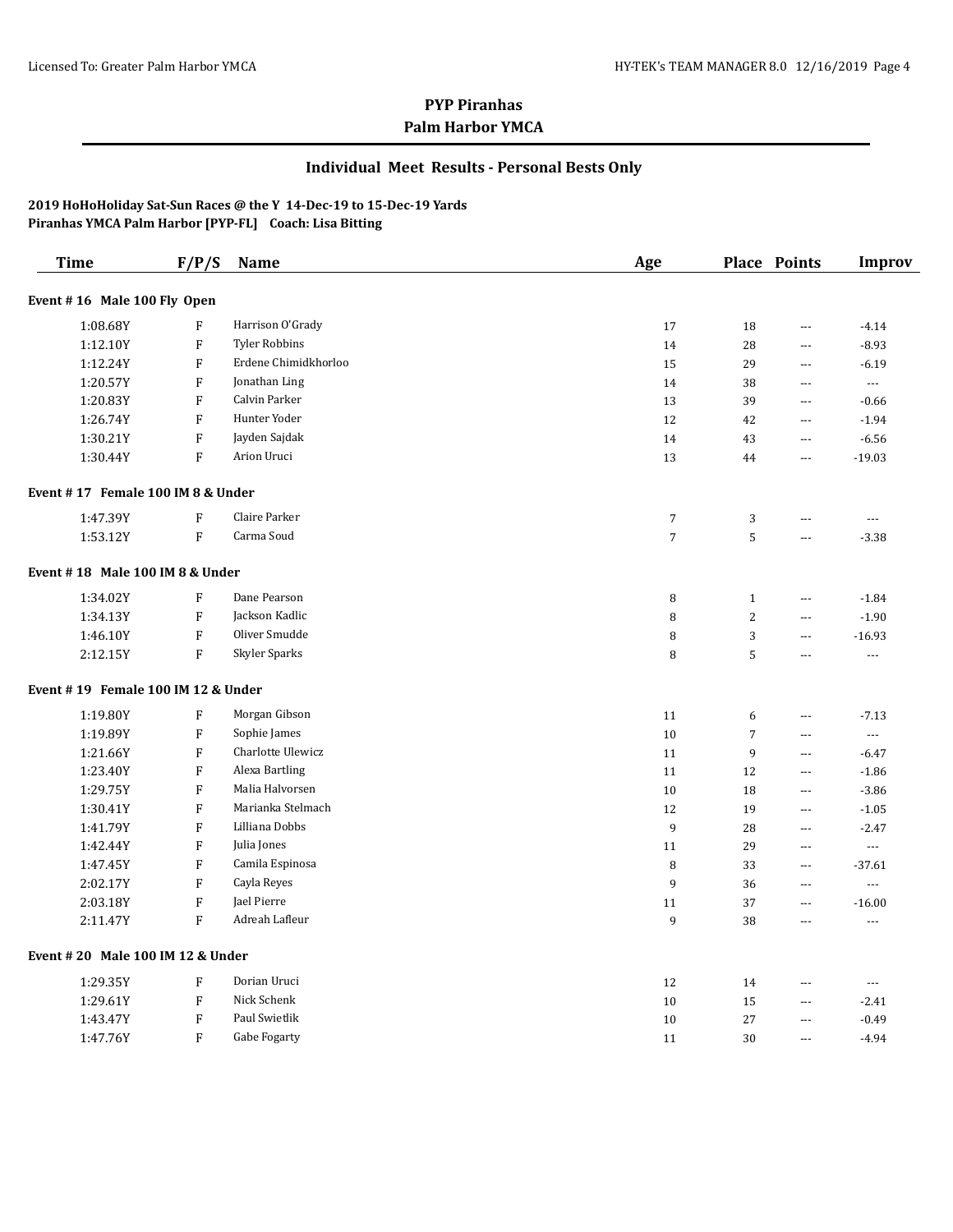# PYP Piranhas

## Palm Harbor YMCA

### Individual Meet Results - Personal Bests Only

**2019 HoHoHoliday Sat-Sun Races @ the Y 14-Dec-19 to 15-Dec-19 Yards**
**Piranhas YMCA Palm Harbor [PYP-FL] Coach: Lisa Bitting**

| Time | F/P/S | Name | Age | Place | Points | Improv |
|---|---|---|---|---|---|---|
| **Event # 16 Male 100 Fly Open** | | | | | | |
| 1:08.68Y | F | Harrison O'Grady | 17 | 18 | --- | -4.14 |
| 1:12.10Y | F | Tyler Robbins | 14 | 28 | --- | -8.93 |
| 1:12.24Y | F | Erdene Chimidkhorloo | 15 | 29 | --- | -6.19 |
| 1:20.57Y | F | Jonathan Ling | 14 | 38 | --- | --- |
| 1:20.83Y | F | Calvin Parker | 13 | 39 | --- | -0.66 |
| 1:26.74Y | F | Hunter Yoder | 12 | 42 | --- | -1.94 |
| 1:30.21Y | F | Jayden Sajdak | 14 | 43 | --- | -6.56 |
| 1:30.44Y | F | Arion Uruci | 13 | 44 | --- | -19.03 |
| **Event # 17 Female 100 IM 8 & Under** | | | | | | |
| 1:47.39Y | F | Claire Parker | 7 | 3 | --- | --- |
| 1:53.12Y | F | Carma Soud | 7 | 5 | --- | -3.38 |
| **Event # 18 Male 100 IM 8 & Under** | | | | | | |
| 1:34.02Y | F | Dane Pearson | 8 | 1 | --- | -1.84 |
| 1:34.13Y | F | Jackson Kadlic | 8 | 2 | --- | -1.90 |
| 1:46.10Y | F | Oliver Smudde | 8 | 3 | --- | -16.93 |
| 2:12.15Y | F | Skyler Sparks | 8 | 5 | --- | --- |
| **Event # 19 Female 100 IM 12 & Under** | | | | | | |
| 1:19.80Y | F | Morgan Gibson | 11 | 6 | --- | -7.13 |
| 1:19.89Y | F | Sophie James | 10 | 7 | --- | --- |
| 1:21.66Y | F | Charlotte Ulewicz | 11 | 9 | --- | -6.47 |
| 1:23.40Y | F | Alexa Bartling | 11 | 12 | --- | -1.86 |
| 1:29.75Y | F | Malia Halvorsen | 10 | 18 | --- | -3.86 |
| 1:30.41Y | F | Marianka Stelmach | 12 | 19 | --- | -1.05 |
| 1:41.79Y | F | Lilliana Dobbs | 9 | 28 | --- | -2.47 |
| 1:42.44Y | F | Julia Jones | 11 | 29 | --- | --- |
| 1:47.45Y | F | Camila Espinosa | 8 | 33 | --- | -37.61 |
| 2:02.17Y | F | Cayla Reyes | 9 | 36 | --- | --- |
| 2:03.18Y | F | Jael Pierre | 11 | 37 | --- | -16.00 |
| 2:11.47Y | F | Adreah Lafleur | 9 | 38 | --- | --- |
| **Event # 20 Male 100 IM 12 & Under** | | | | | | |
| 1:29.35Y | F | Dorian Uruci | 12 | 14 | --- | --- |
| 1:29.61Y | F | Nick Schenk | 10 | 15 | --- | -2.41 |
| 1:43.47Y | F | Paul Swietlik | 10 | 27 | --- | -0.49 |
| 1:47.76Y | F | Gabe Fogarty | 11 | 30 | --- | -4.94 |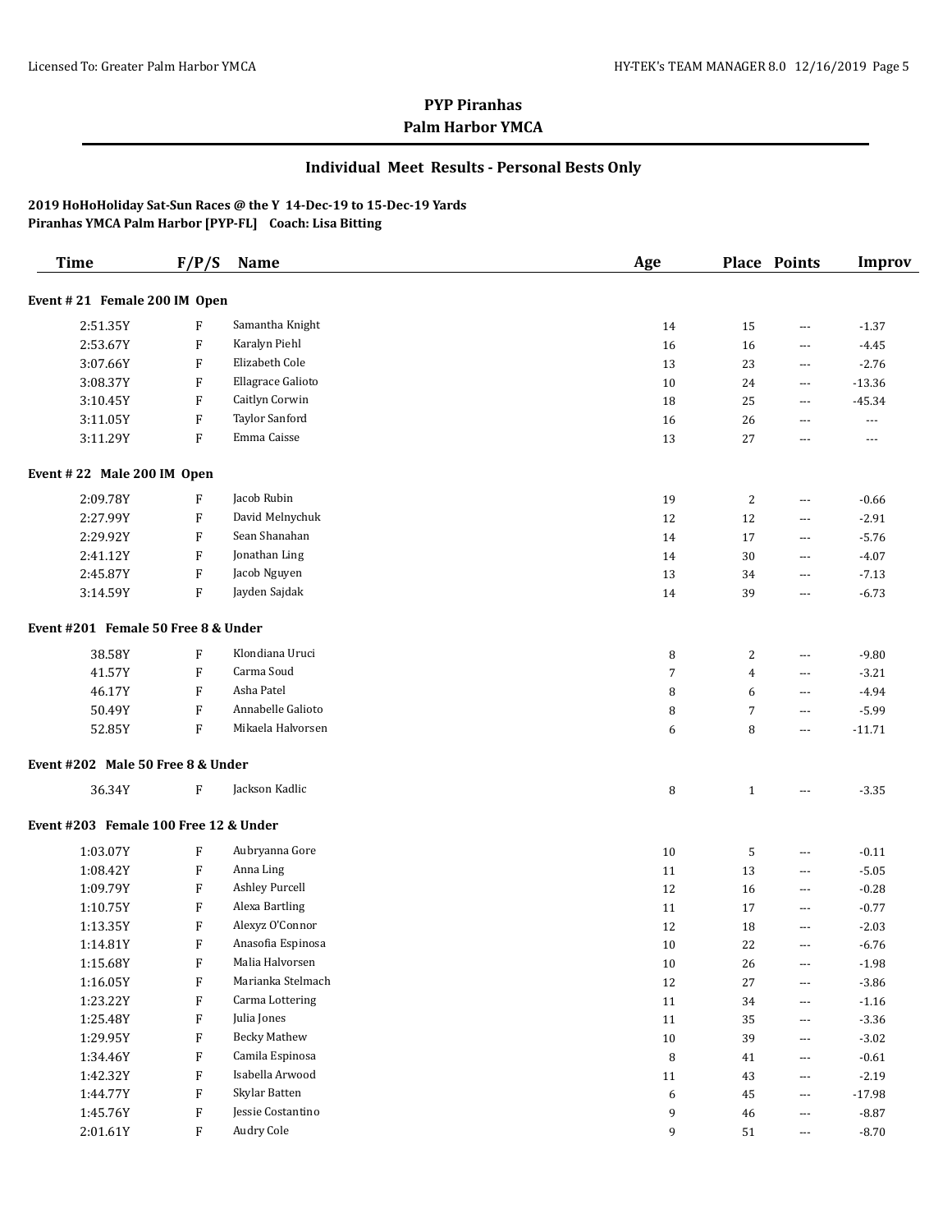# PYP Piranhas

## Palm Harbor YMCA

### Individual Meet Results - Personal Bests Only

**2019 HoHoHoliday Sat-Sun Races @ the Y 14-Dec-19 to 15-Dec-19 Yards**
**Piranhas YMCA Palm Harbor [PYP-FL] Coach: Lisa Bitting**

| Time | F/P/S | Name | Age | Place | Points | Improv |
|---|---|---|---|---|---|---|
| **Event # 21 Female 200 IM Open** | | | | | | |
| 2:51.35Y | F | Samantha Knight | 14 | 15 | --- | -1.37 |
| 2:53.67Y | F | Karalyn Piehl | 16 | 16 | --- | -4.45 |
| 3:07.66Y | F | Elizabeth Cole | 13 | 23 | --- | -2.76 |
| 3:08.37Y | F | Ellagrace Galioto | 10 | 24 | --- | -13.36 |
| 3:10.45Y | F | Caitlyn Corwin | 18 | 25 | --- | -45.34 |
| 3:11.05Y | F | Taylor Sanford | 16 | 26 | --- | --- |
| 3:11.29Y | F | Emma Caisse | 13 | 27 | --- | --- |
| **Event # 22 Male 200 IM Open** | | | | | | |
| 2:09.78Y | F | Jacob Rubin | 19 | 2 | --- | -0.66 |
| 2:27.99Y | F | David Melnychuk | 12 | 12 | --- | -2.91 |
| 2:29.92Y | F | Sean Shanahan | 14 | 17 | --- | -5.76 |
| 2:41.12Y | F | Jonathan Ling | 14 | 30 | --- | -4.07 |
| 2:45.87Y | F | Jacob Nguyen | 13 | 34 | --- | -7.13 |
| 3:14.59Y | F | Jayden Sajdak | 14 | 39 | --- | -6.73 |
| **Event #201 Female 50 Free 8 & Under** | | | | | | |
| 38.58Y | F | Klondiana Uruci | 8 | 2 | --- | -9.80 |
| 41.57Y | F | Carma Soud | 7 | 4 | --- | -3.21 |
| 46.17Y | F | Asha Patel | 8 | 6 | --- | -4.94 |
| 50.49Y | F | Annabelle Galioto | 8 | 7 | --- | -5.99 |
| 52.85Y | F | Mikaela Halvorsen | 6 | 8 | --- | -11.71 |
| **Event #202 Male 50 Free 8 & Under** | | | | | | |
| 36.34Y | F | Jackson Kadlic | 8 | 1 | --- | -3.35 |
| **Event #203 Female 100 Free 12 & Under** | | | | | | |
| 1:03.07Y | F | Aubryanna Gore | 10 | 5 | --- | -0.11 |
| 1:08.42Y | F | Anna Ling | 11 | 13 | --- | -5.05 |
| 1:09.79Y | F | Ashley Purcell | 12 | 16 | --- | -0.28 |
| 1:10.75Y | F | Alexa Bartling | 11 | 17 | --- | -0.77 |
| 1:13.35Y | F | Alexyz O'Connor | 12 | 18 | --- | -2.03 |
| 1:14.81Y | F | Anasofia Espinosa | 10 | 22 | --- | -6.76 |
| 1:15.68Y | F | Malia Halvorsen | 10 | 26 | --- | -1.98 |
| 1:16.05Y | F | Marianka Stelmach | 12 | 27 | --- | -3.86 |
| 1:23.22Y | F | Carma Lottering | 11 | 34 | --- | -1.16 |
| 1:25.48Y | F | Julia Jones | 11 | 35 | --- | -3.36 |
| 1:29.95Y | F | Becky Mathew | 10 | 39 | --- | -3.02 |
| 1:34.46Y | F | Camila Espinosa | 8 | 41 | --- | -0.61 |
| 1:42.32Y | F | Isabella Arwood | 11 | 43 | --- | -2.19 |
| 1:44.77Y | F | Skylar Batten | 6 | 45 | --- | -17.98 |
| 1:45.76Y | F | Jessie Costantino | 9 | 46 | --- | -8.87 |
| 2:01.61Y | F | Audry Cole | 9 | 51 | --- | -8.70 |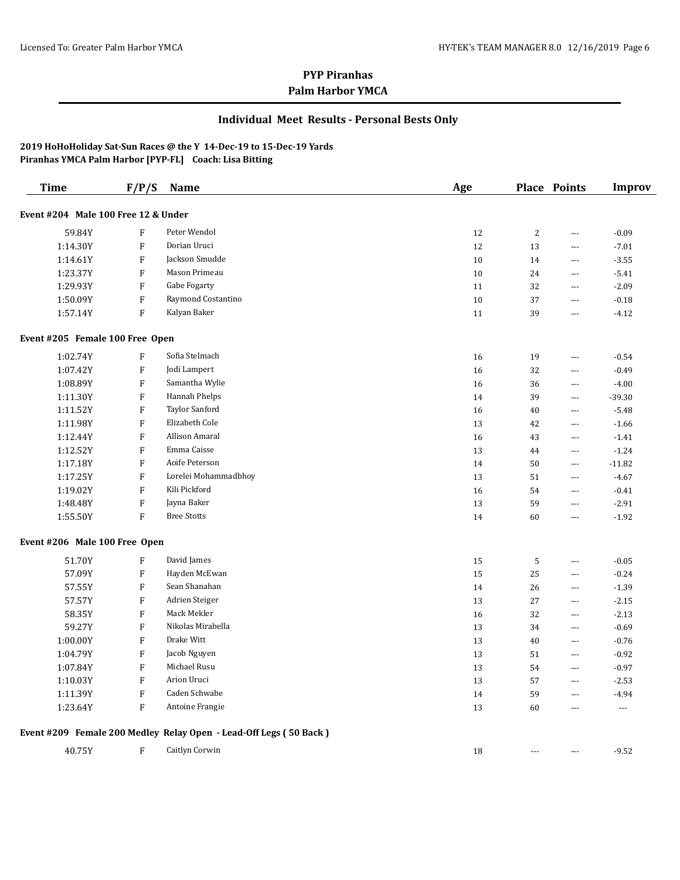## PYP Piranhas
## Palm Harbor YMCA

### Individual Meet Results - Personal Bests Only

**2019 HoHoHoliday Sat-Sun Races @ the Y 14-Dec-19 to 15-Dec-19 Yards**
**Piranhas YMCA Palm Harbor [PYP-FL] Coach: Lisa Bitting**

| Time | F/P/S | Name | Age | Place | Points | Improv |
|---|---|---|---|---|---|---|
| **Event #204 Male 100 Free 12 & Under** | | | | | | |
| 59.84Y | F | Peter Wendol | 12 | 2 | --- | -0.09 |
| 1:14.30Y | F | Dorian Uruci | 12 | 13 | --- | -7.01 |
| 1:14.61Y | F | Jackson Smudde | 10 | 14 | --- | -3.55 |
| 1:23.37Y | F | Mason Primeau | 10 | 24 | --- | -5.41 |
| 1:29.93Y | F | Gabe Fogarty | 11 | 32 | --- | -2.09 |
| 1:50.09Y | F | Raymond Costantino | 10 | 37 | --- | -0.18 |
| 1:57.14Y | F | Kalyan Baker | 11 | 39 | --- | -4.12 |
| **Event #205 Female 100 Free Open** | | | | | | |
| 1:02.74Y | F | Sofia Stelmach | 16 | 19 | --- | -0.54 |
| 1:07.42Y | F | Jodi Lampert | 16 | 32 | --- | -0.49 |
| 1:08.89Y | F | Samantha Wylie | 16 | 36 | --- | -4.00 |
| 1:11.30Y | F | Hannah Phelps | 14 | 39 | --- | -39.30 |
| 1:11.52Y | F | Taylor Sanford | 16 | 40 | --- | -5.48 |
| 1:11.98Y | F | Elizabeth Cole | 13 | 42 | --- | -1.66 |
| 1:12.44Y | F | Allison Amaral | 16 | 43 | --- | -1.41 |
| 1:12.52Y | F | Emma Caisse | 13 | 44 | --- | -1.24 |
| 1:17.18Y | F | Aoife Peterson | 14 | 50 | --- | -11.82 |
| 1:17.25Y | F | Lorelei Mohammadbhoy | 13 | 51 | --- | -4.67 |
| 1:19.02Y | F | Kili Pickford | 16 | 54 | --- | -0.41 |
| 1:48.48Y | F | Jayna Baker | 13 | 59 | --- | -2.91 |
| 1:55.50Y | F | Bree Stotts | 14 | 60 | --- | -1.92 |
| **Event #206 Male 100 Free Open** | | | | | | |
| 51.70Y | F | David James | 15 | 5 | --- | -0.05 |
| 57.09Y | F | Hayden McEwan | 15 | 25 | --- | -0.24 |
| 57.55Y | F | Sean Shanahan | 14 | 26 | --- | -1.39 |
| 57.57Y | F | Adrien Steiger | 13 | 27 | --- | -2.15 |
| 58.35Y | F | Mack Mekler | 16 | 32 | --- | -2.13 |
| 59.27Y | F | Nikolas Mirabella | 13 | 34 | --- | -0.69 |
| 1:00.00Y | F | Drake Witt | 13 | 40 | --- | -0.76 |
| 1:04.79Y | F | Jacob Nguyen | 13 | 51 | --- | -0.92 |
| 1:07.84Y | F | Michael Rusu | 13 | 54 | --- | -0.97 |
| 1:10.03Y | F | Arion Uruci | 13 | 57 | --- | -2.53 |
| 1:11.39Y | F | Caden Schwabe | 14 | 59 | --- | -4.94 |
| 1:23.64Y | F | Antoine Frangie | 13 | 60 | --- | --- |
| **Event #209 Female 200 Medley Relay Open - Lead-Off Legs ( 50 Back )** | | | | | | |
| 40.75Y | F | Caitlyn Corwin | 18 | --- | --- | -9.52 |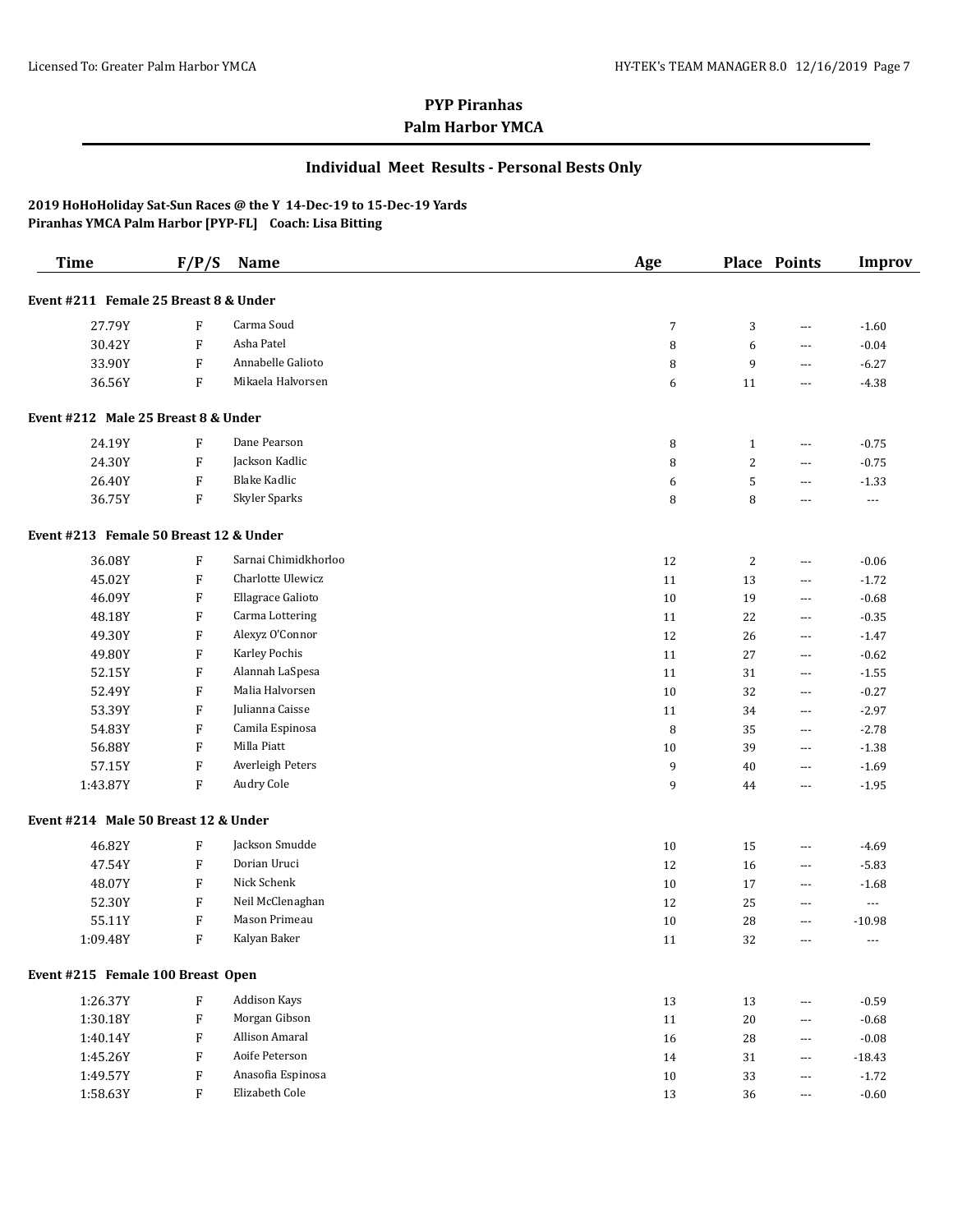# PYP Piranhas
## Palm Harbor YMCA

### Individual Meet Results - Personal Bests Only

**2019 HoHoHoliday Sat-Sun Races @ the Y 14-Dec-19 to 15-Dec-19 Yards**
**Piranhas YMCA Palm Harbor [PYP-FL] Coach: Lisa Bitting**

| Time | F/P/S | Name | Age | Place | Points | Improv |
|---|---|---|---|---|---|---|
| **Event #211 Female 25 Breast 8 & Under** | | | | | | |
| 27.79Y | F | Carma Soud | 7 | 3 | --- | -1.60 |
| 30.42Y | F | Asha Patel | 8 | 6 | --- | -0.04 |
| 33.90Y | F | Annabelle Galioto | 8 | 9 | --- | -6.27 |
| 36.56Y | F | Mikaela Halvorsen | 6 | 11 | --- | -4.38 |
| **Event #212 Male 25 Breast 8 & Under** | | | | | | |
| 24.19Y | F | Dane Pearson | 8 | 1 | --- | -0.75 |
| 24.30Y | F | Jackson Kadlic | 8 | 2 | --- | -0.75 |
| 26.40Y | F | Blake Kadlic | 6 | 5 | --- | -1.33 |
| 36.75Y | F | Skyler Sparks | 8 | 8 | --- | --- |
| **Event #213 Female 50 Breast 12 & Under** | | | | | | |
| 36.08Y | F | Sarnai Chimidkhorloo | 12 | 2 | --- | -0.06 |
| 45.02Y | F | Charlotte Ulewicz | 11 | 13 | --- | -1.72 |
| 46.09Y | F | Ellagrace Galioto | 10 | 19 | --- | -0.68 |
| 48.18Y | F | Carma Lottering | 11 | 22 | --- | -0.35 |
| 49.30Y | F | Alexyz O'Connor | 12 | 26 | --- | -1.47 |
| 49.80Y | F | Karley Pochis | 11 | 27 | --- | -0.62 |
| 52.15Y | F | Alannah LaSpesa | 11 | 31 | --- | -1.55 |
| 52.49Y | F | Malia Halvorsen | 10 | 32 | --- | -0.27 |
| 53.39Y | F | Julianna Caisse | 11 | 34 | --- | -2.97 |
| 54.83Y | F | Camila Espinosa | 8 | 35 | --- | -2.78 |
| 56.88Y | F | Milla Piatt | 10 | 39 | --- | -1.38 |
| 57.15Y | F | Averleigh Peters | 9 | 40 | --- | -1.69 |
| 1:43.87Y | F | Audry Cole | 9 | 44 | --- | -1.95 |
| **Event #214 Male 50 Breast 12 & Under** | | | | | | |
| 46.82Y | F | Jackson Smudde | 10 | 15 | --- | -4.69 |
| 47.54Y | F | Dorian Uruci | 12 | 16 | --- | -5.83 |
| 48.07Y | F | Nick Schenk | 10 | 17 | --- | -1.68 |
| 52.30Y | F | Neil McClenaghan | 12 | 25 | --- | --- |
| 55.11Y | F | Mason Primeau | 10 | 28 | --- | -10.98 |
| 1:09.48Y | F | Kalyan Baker | 11 | 32 | --- | --- |
| **Event #215 Female 100 Breast Open** | | | | | | |
| 1:26.37Y | F | Addison Kays | 13 | 13 | --- | -0.59 |
| 1:30.18Y | F | Morgan Gibson | 11 | 20 | --- | -0.68 |
| 1:40.14Y | F | Allison Amaral | 16 | 28 | --- | -0.08 |
| 1:45.26Y | F | Aoife Peterson | 14 | 31 | --- | -18.43 |
| 1:49.57Y | F | Anasofia Espinosa | 10 | 33 | --- | -1.72 |
| 1:58.63Y | F | Elizabeth Cole | 13 | 36 | --- | -0.60 |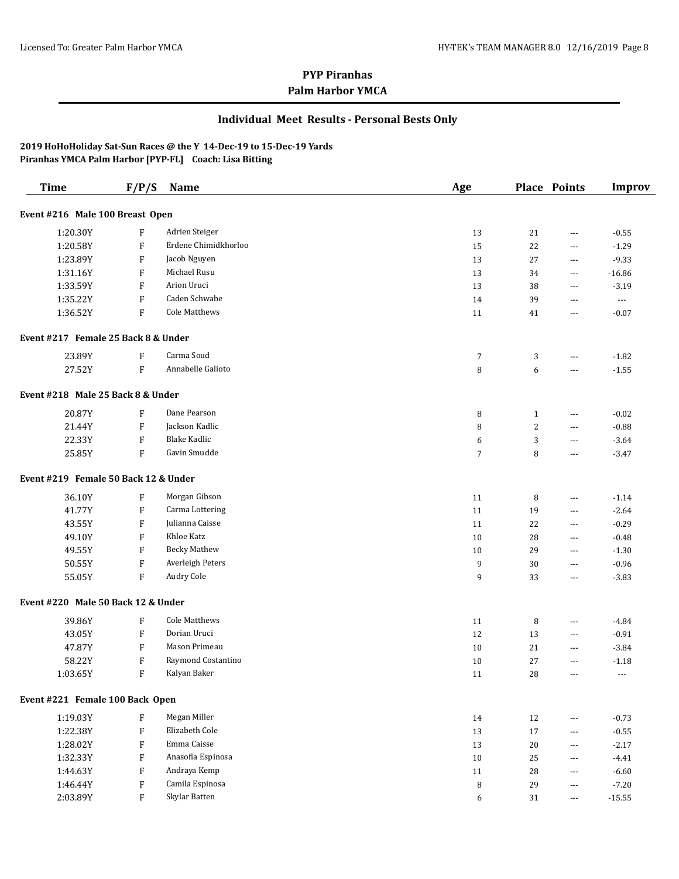# PYP Piranhas
## Palm Harbor YMCA

### Individual Meet Results - Personal Bests Only

**2019 HoHoHoliday Sat-Sun Races @ the Y 14-Dec-19 to 15-Dec-19 Yards**
**Piranhas YMCA Palm Harbor [PYP-FL] Coach: Lisa Bitting**

| Time | F/P/S | Name | Age | Place | Points | Improv |
|---|---|---|---|---|---|---|
| **Event #216 Male 100 Breast Open** | | | | | | |
| 1:20.30Y | F | Adrien Steiger | 13 | 21 | --- | -0.55 |
| 1:20.58Y | F | Erdene Chimidkhorloo | 15 | 22 | --- | -1.29 |
| 1:23.89Y | F | Jacob Nguyen | 13 | 27 | --- | -9.33 |
| 1:31.16Y | F | Michael Rusu | 13 | 34 | --- | -16.86 |
| 1:33.59Y | F | Arion Uruci | 13 | 38 | --- | -3.19 |
| 1:35.22Y | F | Caden Schwabe | 14 | 39 | --- | --- |
| 1:36.52Y | F | Cole Matthews | 11 | 41 | --- | -0.07 |
| **Event #217 Female 25 Back 8 & Under** | | | | | | |
| 23.89Y | F | Carma Soud | 7 | 3 | --- | -1.82 |
| 27.52Y | F | Annabelle Galioto | 8 | 6 | --- | -1.55 |
| **Event #218 Male 25 Back 8 & Under** | | | | | | |
| 20.87Y | F | Dane Pearson | 8 | 1 | --- | -0.02 |
| 21.44Y | F | Jackson Kadlic | 8 | 2 | --- | -0.88 |
| 22.33Y | F | Blake Kadlic | 6 | 3 | --- | -3.64 |
| 25.85Y | F | Gavin Smudde | 7 | 8 | --- | -3.47 |
| **Event #219 Female 50 Back 12 & Under** | | | | | | |
| 36.10Y | F | Morgan Gibson | 11 | 8 | --- | -1.14 |
| 41.77Y | F | Carma Lottering | 11 | 19 | --- | -2.64 |
| 43.55Y | F | Julianna Caisse | 11 | 22 | --- | -0.29 |
| 49.10Y | F | Khloe Katz | 10 | 28 | --- | -0.48 |
| 49.55Y | F | Becky Mathew | 10 | 29 | --- | -1.30 |
| 50.55Y | F | Averleigh Peters | 9 | 30 | --- | -0.96 |
| 55.05Y | F | Audry Cole | 9 | 33 | --- | -3.83 |
| **Event #220 Male 50 Back 12 & Under** | | | | | | |
| 39.86Y | F | Cole Matthews | 11 | 8 | --- | -4.84 |
| 43.05Y | F | Dorian Uruci | 12 | 13 | --- | -0.91 |
| 47.87Y | F | Mason Primeau | 10 | 21 | --- | -3.84 |
| 58.22Y | F | Raymond Costantino | 10 | 27 | --- | -1.18 |
| 1:03.65Y | F | Kalyan Baker | 11 | 28 | --- | --- |
| **Event #221 Female 100 Back Open** | | | | | | |
| 1:19.03Y | F | Megan Miller | 14 | 12 | --- | -0.73 |
| 1:22.38Y | F | Elizabeth Cole | 13 | 17 | --- | -0.55 |
| 1:28.02Y | F | Emma Caisse | 13 | 20 | --- | -2.17 |
| 1:32.33Y | F | Anasofia Espinosa | 10 | 25 | --- | -4.41 |
| 1:44.63Y | F | Andraya Kemp | 11 | 28 | --- | -6.60 |
| 1:46.44Y | F | Camila Espinosa | 8 | 29 | --- | -7.20 |
| 2:03.89Y | F | Skylar Batten | 6 | 31 | --- | -15.55 |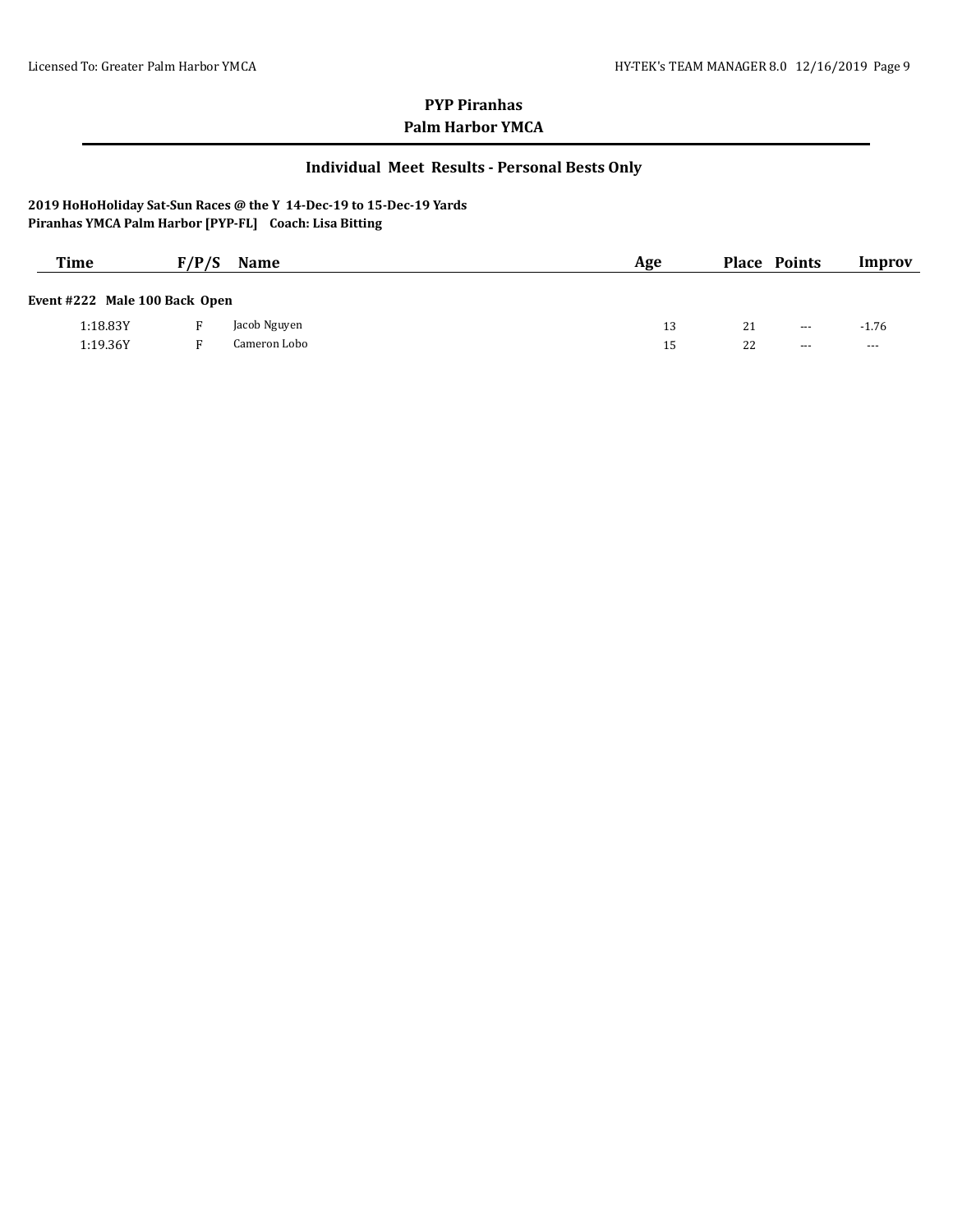# PYP Piranhas
## Palm Harbor YMCA

### Individual Meet Results - Personal Bests Only

**2019 HoHoHoliday Sat-Sun Races @ the Y 14-Dec-19 to 15-Dec-19 Yards**
**Piranhas YMCA Palm Harbor [PYP-FL] Coach: Lisa Bitting**

| Time | F/P/S | Name | Age | Place | Points | Improv |
|---|---|---|---|---|---|---|
| **Event #222 Male 100 Back Open** | | | | | | |
| 1:18.83Y | F | Jacob Nguyen | 13 | 21 | --- | -1.76 |
| 1:19.36Y | F | Cameron Lobo | 15 | 22 | --- | --- |